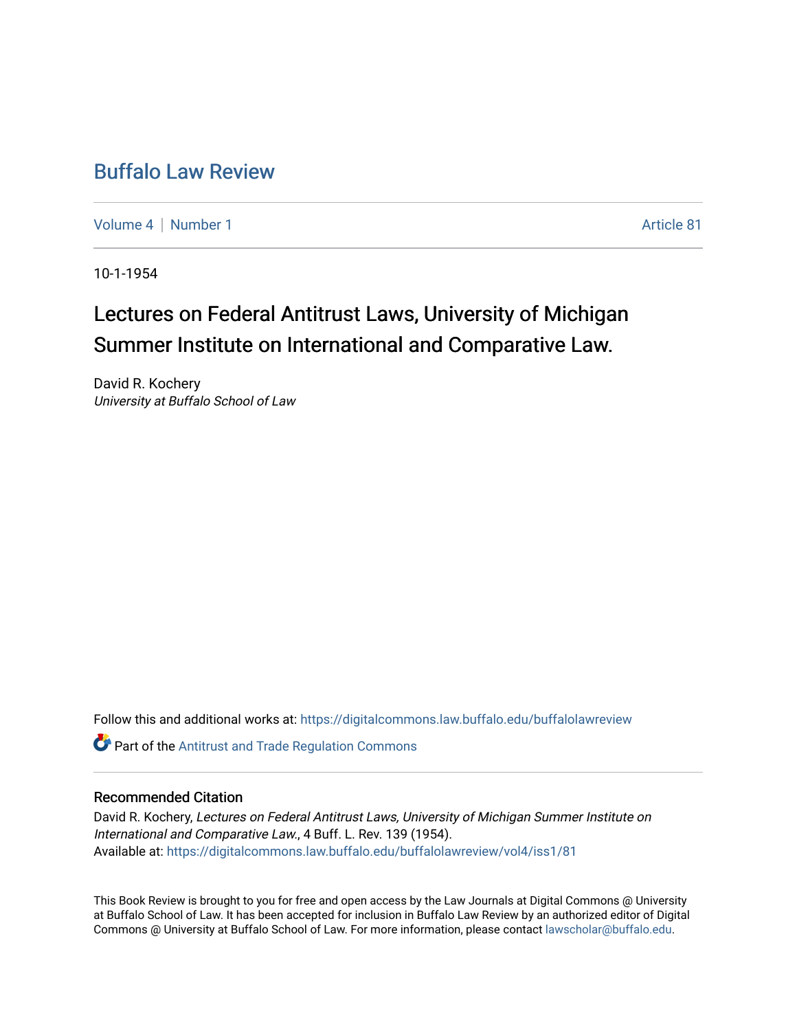# Buffalo Law Review

Volume 4 | Number 1 Article 81

10-1-1954

## Lectures on Federal Antitrust Laws, University of Michigan Summer Institute on International and Comparative Law.

David R. Kochery
*University at Buffalo School of Law*

Follow this and additional works at: https://digitalcommons.law.buffalo.edu/buffalolawreview

Part of the Antitrust and Trade Regulation Commons

### Recommended Citation

David R. Kochery, *Lectures on Federal Antitrust Laws, University of Michigan Summer Institute on International and Comparative Law.*, 4 Buff. L. Rev. 139 (1954).
Available at: https://digitalcommons.law.buffalo.edu/buffalolawreview/vol4/iss1/81

This Book Review is brought to you for free and open access by the Law Journals at Digital Commons @ University at Buffalo School of Law. It has been accepted for inclusion in Buffalo Law Review by an authorized editor of Digital Commons @ University at Buffalo School of Law. For more information, please contact lawscholar@buffalo.edu.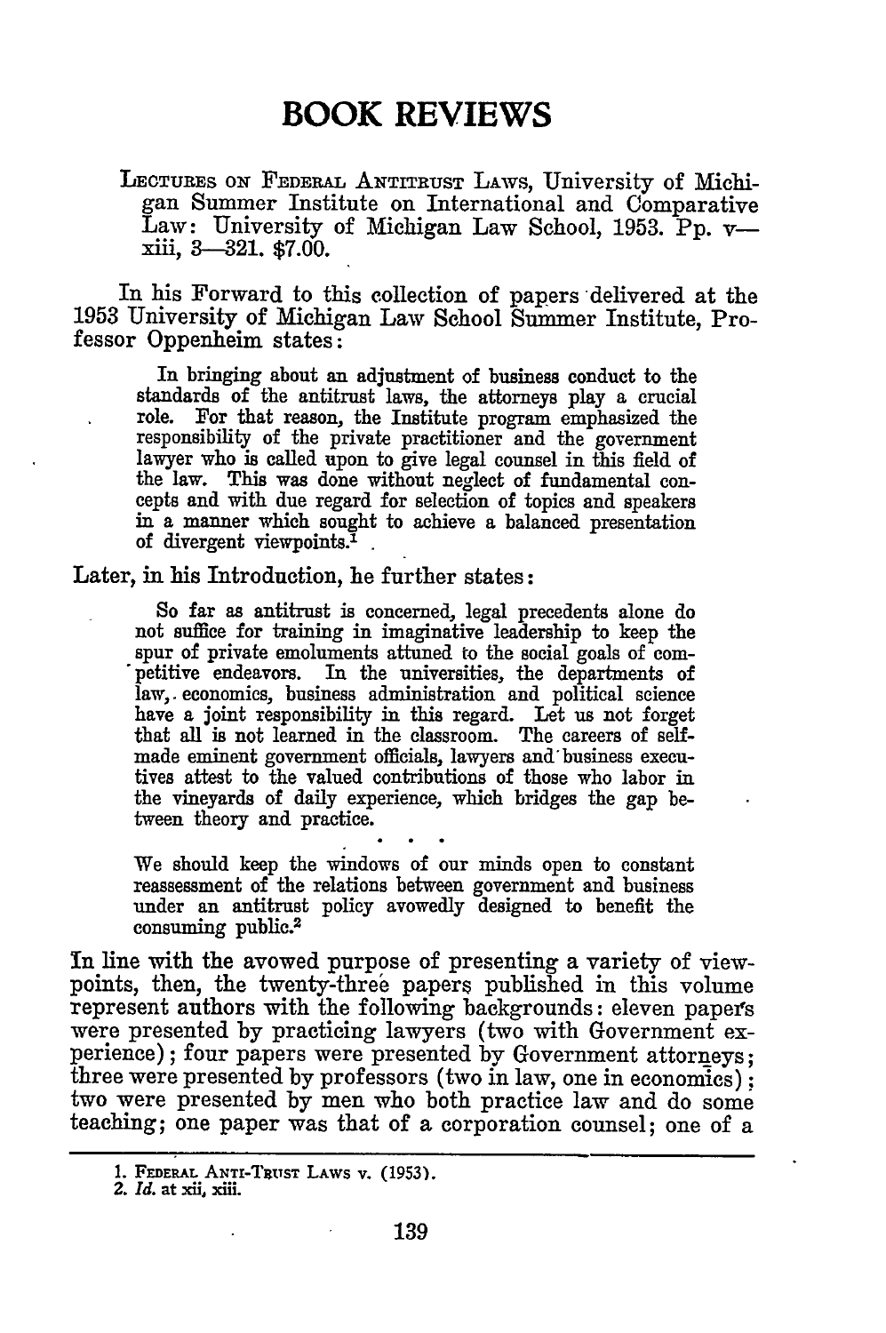# BOOK REVIEWS

LECTURES ON FEDERAL ANTITRUST LAWS, University of Michigan Summer Institute on International and Comparative Law: University of Michigan Law School, 1953. Pp. v—xiii, 3—321. $7.00.

In his Forward to this collection of papers delivered at the 1953 University of Michigan Law School Summer Institute, Professor Oppenheim states:

> In bringing about an adjustment of business conduct to the standards of the antitrust laws, the attorneys play a crucial role. For that reason, the Institute program emphasized the responsibility of the private practitioner and the government lawyer who is called upon to give legal counsel in this field of the law. This was done without neglect of fundamental concepts and with due regard for selection of topics and speakers in a manner which sought to achieve a balanced presentation of divergent viewpoints.[1]

Later, in his Introduction, he further states:

> So far as antitrust is concerned, legal precedents alone do not suffice for training in imaginative leadership to keep the spur of private emoluments attuned to the social goals of competitive endeavors. In the universities, the departments of law, economics, business administration and political science have a joint responsibility in this regard. Let us not forget that all is not learned in the classroom. The careers of self-made eminent government officials, lawyers and business executives attest to the valued contributions of those who labor in the vineyards of daily experience, which bridges the gap between theory and practice.
>
> . . .
>
> We should keep the windows of our minds open to constant reassessment of the relations between government and business under an antitrust policy avowedly designed to benefit the consuming public.[2]

In line with the avowed purpose of presenting a variety of viewpoints, then, the twenty-three papers published in this volume represent authors with the following backgrounds: eleven papers were presented by practicing lawyers (two with Government experience); four papers were presented by Government attorneys; three were presented by professors (two in law, one in economics); two were presented by men who both practice law and do some teaching; one paper was that of a corporation counsel; one of a

---

1. FEDERAL ANTI-TRUST LAWS v. (1953).
2. *Id.* at xii, xiii.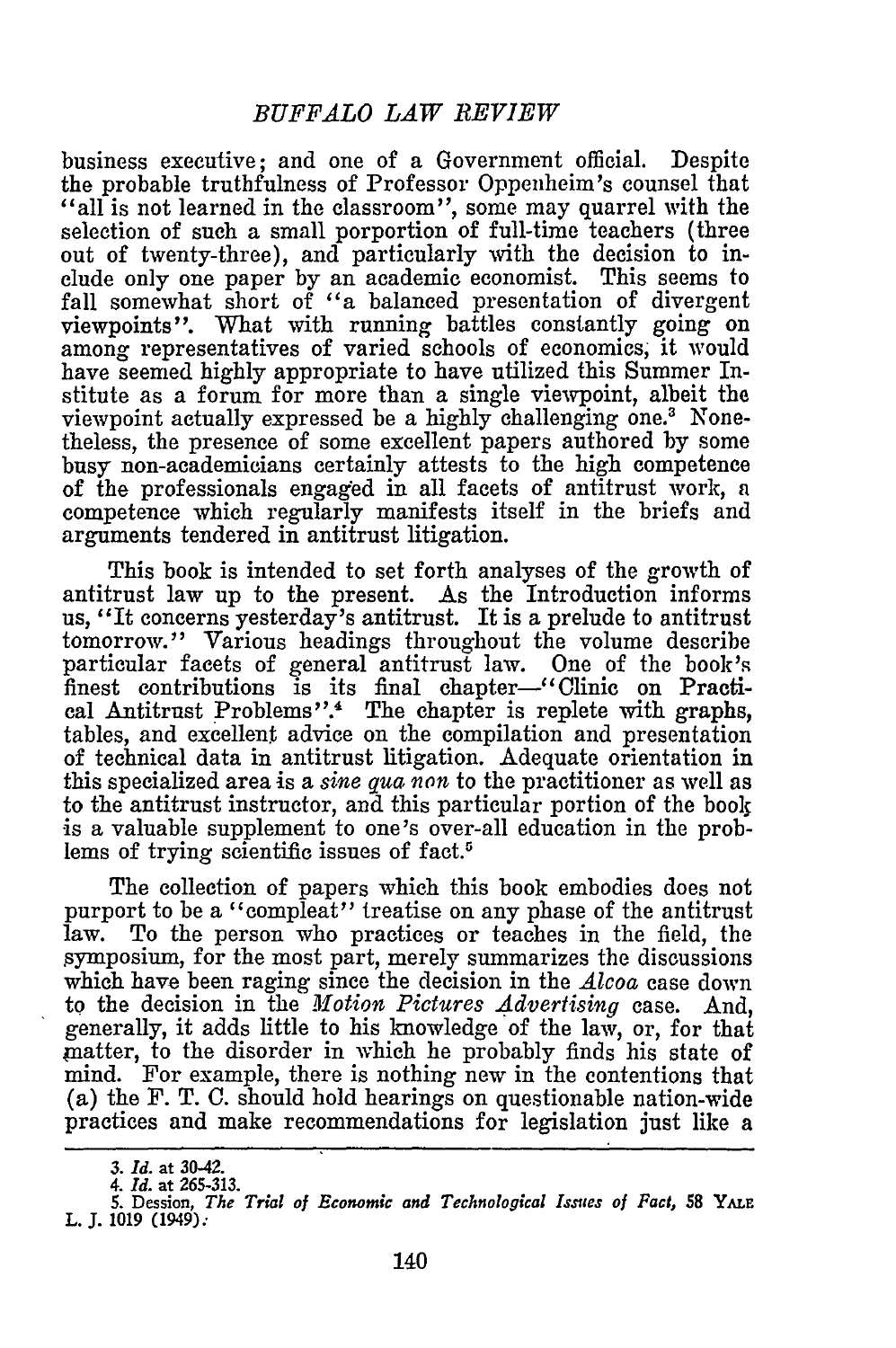business executive; and one of a Government official. Despite the probable truthfulness of Professor Oppenheim's counsel that "all is not learned in the classroom", some may quarrel with the selection of such a small porportion of full-time teachers (three out of twenty-three), and particularly with the decision to include only one paper by an academic economist. This seems to fall somewhat short of "a balanced presentation of divergent viewpoints". What with running battles constantly going on among representatives of varied schools of economics, it would have seemed highly appropriate to have utilized this Summer Institute as a forum for more than a single viewpoint, albeit the viewpoint actually expressed be a highly challenging one.[3] Nonetheless, the presence of some excellent papers authored by some busy non-academicians certainly attests to the high competence of the professionals engaged in all facets of antitrust work, a competence which regularly manifests itself in the briefs and arguments tendered in antitrust litigation.

This book is intended to set forth analyses of the growth of antitrust law up to the present. As the Introduction informs us, "It concerns yesterday's antitrust. It is a prelude to antitrust tomorrow." Various headings throughout the volume describe particular facets of general antitrust law. One of the book's finest contributions is its final chapter—"Clinic on Practical Antitrust Problems".[4] The chapter is replete with graphs, tables, and excellent advice on the compilation and presentation of technical data in antitrust litigation. Adequate orientation in this specialized area is a *sine qua non* to the practitioner as well as to the antitrust instructor, and this particular portion of the book is a valuable supplement to one's over-all education in the problems of trying scientific issues of fact.[5]

The collection of papers which this book embodies does not purport to be a "compleat" treatise on any phase of the antitrust law. To the person who practices or teaches in the field, the symposium, for the most part, merely summarizes the discussions which have been raging since the decision in the *Alcoa* case down to the decision in the *Motion Pictures Advertising* case. And, generally, it adds little to his knowledge of the law, or, for that matter, to the disorder in which he probably finds his state of mind. For example, there is nothing new in the contentions that (a) the F. T. C. should hold hearings on questionable nation-wide practices and make recommendations for legislation just like a

---

3. *Id.* at 30-42.
4. *Id.* at 265-313.
5. Dession, *The Trial of Economic and Technological Issues of Fact*, 58 YALE L. J. 1019 (1949).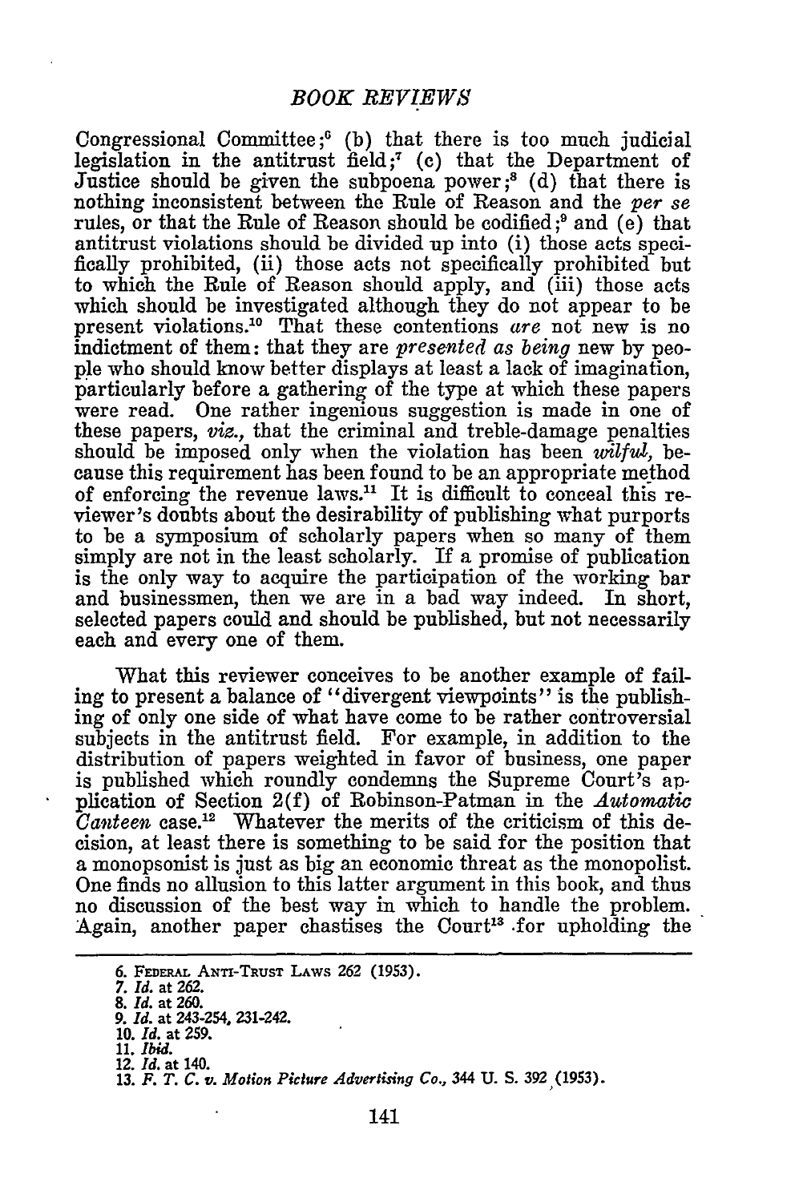Congressional Committee;[6] (b) that there is too much judicial legislation in the antitrust field;[7] (c) that the Department of Justice should be given the subpoena power;[8] (d) that there is nothing inconsistent between the Rule of Reason and the *per se* rules, or that the Rule of Reason should be codified;[9] and (e) that antitrust violations should be divided up into (i) those acts specifically prohibited, (ii) those acts not specifically prohibited but to which the Rule of Reason should apply, and (iii) those acts which should be investigated although they do not appear to be present violations.[10] That these contentions *are* not new is no indictment of them: that they are *presented as being* new by people who should know better displays at least a lack of imagination, particularly before a gathering of the type at which these papers were read. One rather ingenious suggestion is made in one of these papers, *viz.*, that the criminal and treble-damage penalties should be imposed only when the violation has been *wilful*, because this requirement has been found to be an appropriate method of enforcing the revenue laws.[11] It is difficult to conceal this reviewer's doubts about the desirability of publishing what purports to be a symposium of scholarly papers when so many of them simply are not in the least scholarly. If a promise of publication is the only way to acquire the participation of the working bar and businessmen, then we are in a bad way indeed. In short, selected papers could and should be published, but not necessarily each and every one of them.

What this reviewer conceives to be another example of failing to present a balance of "divergent viewpoints" is the publishing of only one side of what have come to be rather controversial subjects in the antitrust field. For example, in addition to the distribution of papers weighted in favor of business, one paper is published which roundly condemns the Supreme Court's application of Section 2(f) of Robinson-Patman in the *Automatic Canteen* case.[12] Whatever the merits of the criticism of this decision, at least there is something to be said for the position that a monopsonist is just as big an economic threat as the monopolist. One finds no allusion to this latter argument in this book, and thus no discussion of the best way in which to handle the problem. Again, another paper chastises the Court[13] for upholding the

---

6. FEDERAL ANTI-TRUST LAWS 262 (1953).
7. *Id.* at 262.
8. *Id.* at 260.
9. *Id.* at 243-254, 231-242.
10. *Id.* at 259.
11. *Ibid.*
12. *Id.* at 140.
13. *F. T. C. v. Motion Picture Advertising Co.*, 344 U. S. 392 (1953).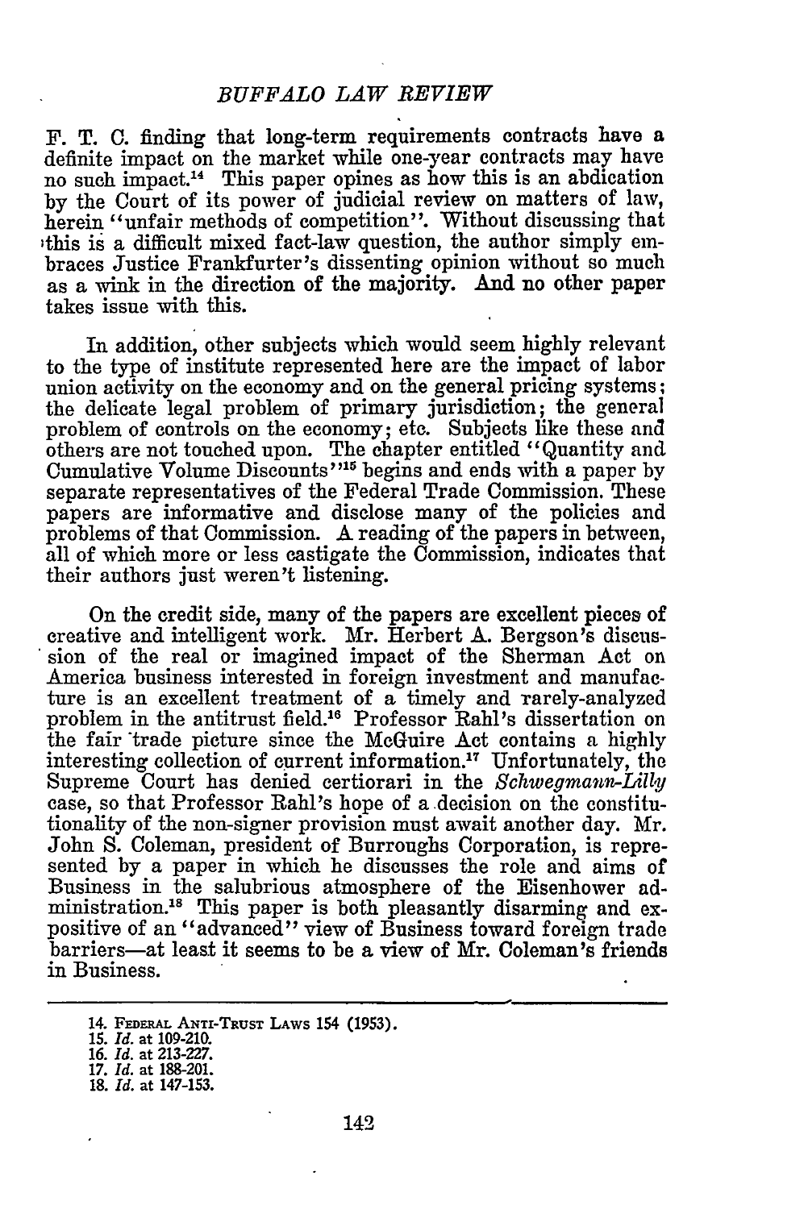F. T. C. finding that long-term requirements contracts have a definite impact on the market while one-year contracts may have no such impact.[14] This paper opines as how this is an abdication by the Court of its power of judicial review on matters of law, herein "unfair methods of competition". Without discussing that this is a difficult mixed fact-law question, the author simply embraces Justice Frankfurter's dissenting opinion without so much as a wink in the direction of the majority. And no other paper takes issue with this.

In addition, other subjects which would seem highly relevant to the type of institute represented here are the impact of labor union activity on the economy and on the general pricing systems; the delicate legal problem of primary jurisdiction; the general problem of controls on the economy; etc. Subjects like these and others are not touched upon. The chapter entitled "Quantity and Cumulative Volume Discounts"[15] begins and ends with a paper by separate representatives of the Federal Trade Commission. These papers are informative and disclose many of the policies and problems of that Commission. A reading of the papers in between, all of which more or less castigate the Commission, indicates that their authors just weren't listening.

On the credit side, many of the papers are excellent pieces of creative and intelligent work. Mr. Herbert A. Bergson's discussion of the real or imagined impact of the Sherman Act on America business interested in foreign investment and manufacture is an excellent treatment of a timely and rarely-analyzed problem in the antitrust field.[16] Professor Rahl's dissertation on the fair trade picture since the McGuire Act contains a highly interesting collection of current information.[17] Unfortunately, the Supreme Court has denied certiorari in the *Schwegmann-Lilly* case, so that Professor Rahl's hope of a decision on the constitutionality of the non-signer provision must await another day. Mr. John S. Coleman, president of Burroughs Corporation, is represented by a paper in which he discusses the role and aims of Business in the salubrious atmosphere of the Eisenhower administration.[18] This paper is both pleasantly disarming and expositive of an "advanced" view of Business toward foreign trade barriers—at least it seems to be a view of Mr. Coleman's friends in Business.

---

14. FEDERAL ANTI-TRUST LAWS 154 (1953).
15. *Id.* at 109-210.
16. *Id.* at 213-227.
17. *Id.* at 188-201.
18. *Id.* at 147-153.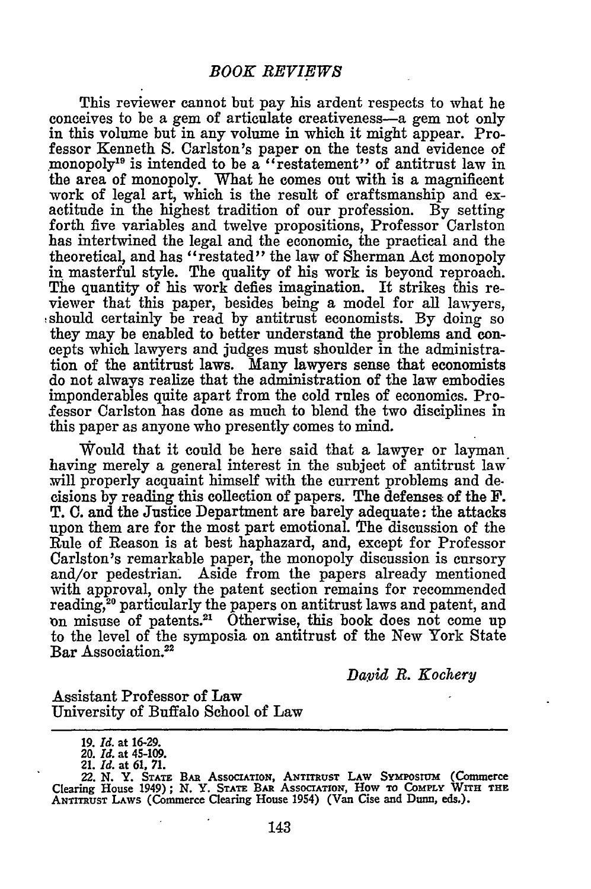This reviewer cannot but pay his ardent respects to what he conceives to be a gem of articulate creativeness—a gem not only in this volume but in any volume in which it might appear. Professor Kenneth S. Carlston's paper on the tests and evidence of monopoly[19] is intended to be a "restatement" of antitrust law in the area of monopoly. What he comes out with is a magnificent work of legal art, which is the result of craftsmanship and exactitude in the highest tradition of our profession. By setting forth five variables and twelve propositions, Professor Carlston has intertwined the legal and the economic, the practical and the theoretical, and has "restated" the law of Sherman Act monopoly in masterful style. The quality of his work is beyond reproach. The quantity of his work defies imagination. It strikes this reviewer that this paper, besides being a model for all lawyers, should certainly be read by antitrust economists. By doing so they may be enabled to better understand the problems and concepts which lawyers and judges must shoulder in the administration of the antitrust laws. Many lawyers sense that economists do not always realize that the administration of the law embodies imponderables quite apart from the cold rules of economics. Professor Carlston has done as much to blend the two disciplines in this paper as anyone who presently comes to mind.

Would that it could be here said that a lawyer or layman having merely a general interest in the subject of antitrust law will properly acquaint himself with the current problems and decisions by reading this collection of papers. The defenses of the F. T. C. and the Justice Department are barely adequate: the attacks upon them are for the most part emotional. The discussion of the Rule of Reason is at best haphazard, and, except for Professor Carlston's remarkable paper, the monopoly discussion is cursory and/or pedestrian. Aside from the papers already mentioned with approval, only the patent section remains for recommended reading,[20] particularly the papers on antitrust laws and patent, and on misuse of patents.[21] Otherwise, this book does not come up to the level of the symposia on antitrust of the New York State Bar Association.[22]

*David R. Kochery*

Assistant Professor of Law
University of Buffalo School of Law

---

19. *Id.* at 16-29.
20. *Id.* at 45-109.
21. *Id.* at 61, 71.
22. N. Y. State Bar Association, Antitrust Law Symposium (Commerce Clearing House 1949); N. Y. State Bar Association, How to Comply With the Antitrust Laws (Commerce Clearing House 1954) (Van Cise and Dunn, eds.).